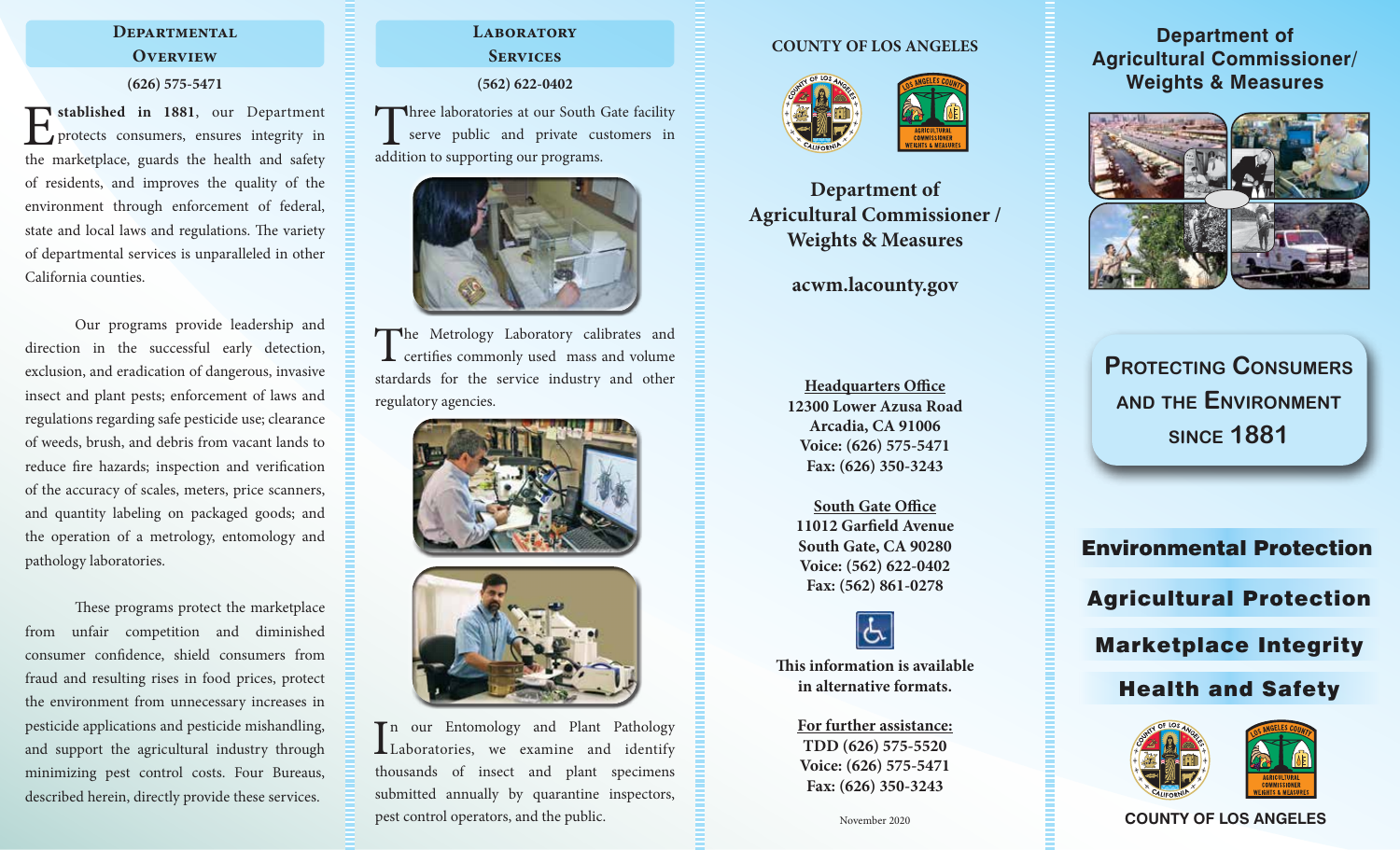## Departmental Overview

**(626) 575-5471**

**Established in 1881**, our Department protects consumers, ensures integrity in the marketplace, guards the health and safety of residents, and improves the quality of the environment through enforcement of federal, state and local laws and regulations. The variety of departmental services is unparalleled in other California counties.

Our programs provide leadership and direction in the successful early detection, exclusion, and eradication of dangerous, invasive insect and plant pests; enforcement of laws and regulations regarding safe pesticide use; clearance of weeds, brush, and debris from vacant lands to reduce fire hazards; inspection and verification of the accuracy of scales, meters, price scanners, and quantity labeling on packaged goods; and the operation of a metrology, entomology and pathology laboratories.

These programs protect the marketplace from unfair competition and diminished consumer confidence, shield consumers from fraud and resulting rises in food prices, protect the environment from unnecessary increases in pesticide applications and pesticide mishandling, and support the agricultural industry through minimizing pest control costs. Four Bureaus, described herein, directly provide these services.

## Laboratory Services

**(562) 622-0402**

Three laboratories at our South Gate facility serve public and private customers in addition to supporting our programs.

The Metrology Laboratory calibrates and certifies commonly used mass and volume stardards for the service industry and other regulatory agencies.

In our Entomology and Plant Pathology Laboratories, we examine and identify thousands of insect and plant specimens submitted annually by quarantine inspectors, pest control operators, and the public.

**COUNTY OF LOS ANGELES**

## Department of Agricultural Commissioner / Weights & Measures

**acwm.lacounty.gov**

**Headquarters Office**
**12300 Lower Azusa Road**
**Arcadia, CA 91006**
**Voice: (626) 575-5471**
**Fax: (626) 350-3243**

**South Gate Office**
**11012 Garfield Avenue**
**South Gate, CA 90280**
**Voice: (562) 622-0402**
**Fax: (562) 861-0278**

**This information is available in alternative formats.**

**For further assistance:**
**TDD (626) 575-5520**
**Voice: (626) 575-5471**
**Fax: (626) 350-3243**

November 2020

# Department of Agricultural Commissioner/ Weights & Measures

## Protecting Consumers and the Environment since 1881

**Environmental Protection**

**Agricultural Protection**

**Marketplace Integrity**

**Health and Safety**

**COUNTY OF LOS ANGELES**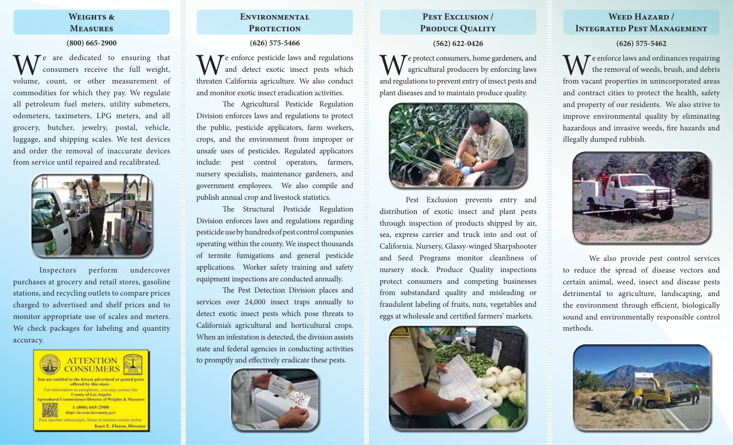## Weights & Measures

**(800) 665-2900**

We are dedicated to ensuring that consumers receive the full weight, volume, count, or other measurement of commodities for which they pay. We regulate all petroleum fuel meters, utility submeters, odometers, taximeters, LPG meters, and all grocery, butcher, jewelry, postal, vehicle, luggage, and shipping scales. We test devices and order the removal of inaccurate devices from service until repaired and recalibrated.

Inspectors perform undercover purchases at grocery and retail stores, gasoline stations, and recycling outlets to compare prices charged to advertised and shelf prices and to monitor appropriate use of scales and meters. We check packages for labeling and quantity accuracy.

ATTENTION CONSUMERS

You are entitled to the lowest advertised or posted price offered by this store.

For information or complaints, you may contact the County of Los Angeles Agricultural Commissioner/Director of Weights & Measures

1 (800) 665-2900

http://acwm.lacounty.gov

Para reportar sobrecargos, llame al número escrito arriba.

Kurt E. Floren, Director

## Environmental Protection

**(626) 575-5466**

We enforce pesticide laws and regulations and detect exotic insect pests which threaten California agriculture. We also conduct and monitor exotic insect eradication activities.

The Agricultural Pesticide Regulation Division enforces laws and regulations to protect the public, pesticide applicators, farm workers, crops, and the environment from improper or unsafe uses of pesticides. Regulated applicators include: pest control operators, farmers, nursery specialists, maintenance gardeners, and government employees. We also compile and publish annual crop and livestock statistics.

The Structural Pesticide Regulation Division enforces laws and regulations regarding pesticide use by hundreds of pest control companies operating within the county. We inspect thousands of termite fumigations and general pesticide applications. Worker safety training and safety equipment inspections are conducted annually.

The Pest Detection Division places and services over 24,000 insect traps annually to detect exotic insect pests which pose threats to California's agricultural and horticultural crops. When an infestation is detected, the division assists state and federal agencies in conducting activities to promptly and effectively eradicate these pests.

## Pest Exclusion / Produce Quality

**(562) 622-0426**

We protect consumers, home gardeners, and agricultural producers by enforcing laws and regulations to prevent entry of insect pests and plant diseases and to maintain produce quality.

Pest Exclusion prevents entry and distribution of exotic insect and plant pests through inspection of products shipped by air, sea, express carrier and truck into and out of California. Nursery, Glassy-winged Sharpshooter and Seed Programs monitor cleanliness of nursery stock. Produce Quality inspections protect consumers and competing businesses from substandard quality and misleading or fraudulent labeling of fruits, nuts, vegetables and eggs at wholesale and certified farmers' markets.

## Weed Hazard / Integrated Pest Management

**(626) 575-5462**

We enforce laws and ordinances requiring the removal of weeds, brush, and debris from vacant properties in unincorporated areas and contract cities to protect the health, safety and property of our residents. We also strive to improve environmental quality by eliminating hazardous and invasive weeds, fire hazards and illegally dumped rubbish.

We also provide pest control services to reduce the spread of disease vectors and certain animal, weed, insect and disease pests detrimental to agriculture, landscaping, and the environment through efficient, biologically sound and environmentally responsible control methods.